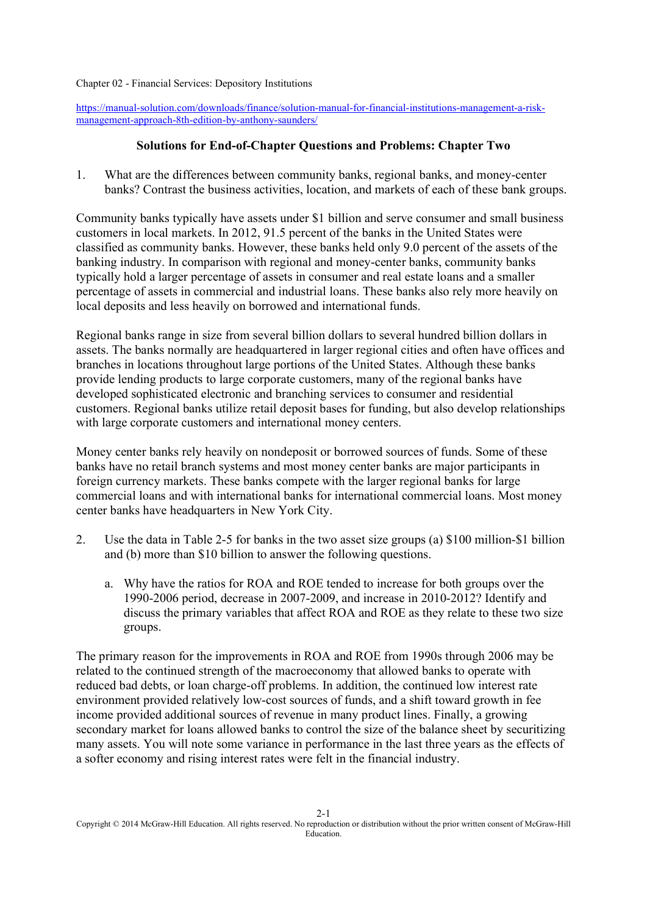Chapter 02 - Financial Services: Depository Institutions

https://manual-solution.com/downloads/finance/solution-manual-for-financial-institutions-management-a-risk-management-approach-8th-edition-by-anthony-saunders/

## Solutions for End-of-Chapter Questions and Problems: Chapter Two

1. What are the differences between community banks, regional banks, and money-center banks? Contrast the business activities, location, and markets of each of these bank groups.

Community banks typically have assets under $1 billion and serve consumer and small business customers in local markets. In 2012, 91.5 percent of the banks in the United States were classified as community banks. However, these banks held only 9.0 percent of the assets of the banking industry. In comparison with regional and money-center banks, community banks typically hold a larger percentage of assets in consumer and real estate loans and a smaller percentage of assets in commercial and industrial loans. These banks also rely more heavily on local deposits and less heavily on borrowed and international funds.

Regional banks range in size from several billion dollars to several hundred billion dollars in assets. The banks normally are headquartered in larger regional cities and often have offices and branches in locations throughout large portions of the United States. Although these banks provide lending products to large corporate customers, many of the regional banks have developed sophisticated electronic and branching services to consumer and residential customers. Regional banks utilize retail deposit bases for funding, but also develop relationships with large corporate customers and international money centers.

Money center banks rely heavily on nondeposit or borrowed sources of funds. Some of these banks have no retail branch systems and most money center banks are major participants in foreign currency markets. These banks compete with the larger regional banks for large commercial loans and with international banks for international commercial loans. Most money center banks have headquarters in New York City.

2. Use the data in Table 2-5 for banks in the two asset size groups (a) $100 million-$1 billion and (b) more than $10 billion to answer the following questions.

   a. Why have the ratios for ROA and ROE tended to increase for both groups over the 1990-2006 period, decrease in 2007-2009, and increase in 2010-2012? Identify and discuss the primary variables that affect ROA and ROE as they relate to these two size groups.

The primary reason for the improvements in ROA and ROE from 1990s through 2006 may be related to the continued strength of the macroeconomy that allowed banks to operate with reduced bad debts, or loan charge-off problems. In addition, the continued low interest rate environment provided relatively low-cost sources of funds, and a shift toward growth in fee income provided additional sources of revenue in many product lines. Finally, a growing secondary market for loans allowed banks to control the size of the balance sheet by securitizing many assets. You will note some variance in performance in the last three years as the effects of a softer economy and rising interest rates were felt in the financial industry.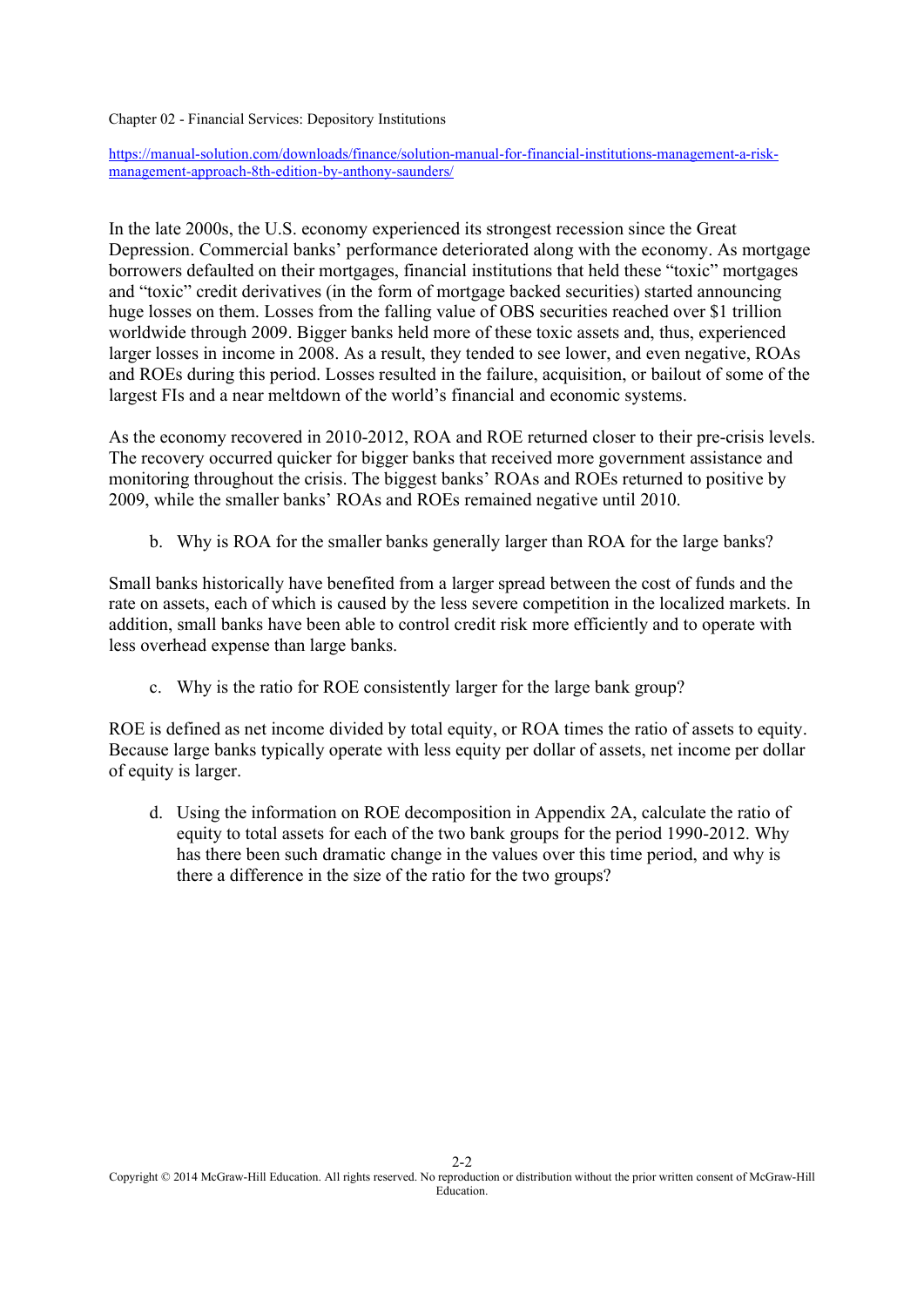Chapter 02 - Financial Services: Depository Institutions

https://manual-solution.com/downloads/finance/solution-manual-for-financial-institutions-management-a-risk-management-approach-8th-edition-by-anthony-saunders/

In the late 2000s, the U.S. economy experienced its strongest recession since the Great Depression. Commercial banks' performance deteriorated along with the economy. As mortgage borrowers defaulted on their mortgages, financial institutions that held these "toxic" mortgages and "toxic" credit derivatives (in the form of mortgage backed securities) started announcing huge losses on them. Losses from the falling value of OBS securities reached over $1 trillion worldwide through 2009. Bigger banks held more of these toxic assets and, thus, experienced larger losses in income in 2008. As a result, they tended to see lower, and even negative, ROAs and ROEs during this period. Losses resulted in the failure, acquisition, or bailout of some of the largest FIs and a near meltdown of the world's financial and economic systems.

As the economy recovered in 2010-2012, ROA and ROE returned closer to their pre-crisis levels. The recovery occurred quicker for bigger banks that received more government assistance and monitoring throughout the crisis. The biggest banks' ROAs and ROEs returned to positive by 2009, while the smaller banks' ROAs and ROEs remained negative until 2010.

b. Why is ROA for the smaller banks generally larger than ROA for the large banks?

Small banks historically have benefited from a larger spread between the cost of funds and the rate on assets, each of which is caused by the less severe competition in the localized markets. In addition, small banks have been able to control credit risk more efficiently and to operate with less overhead expense than large banks.

c. Why is the ratio for ROE consistently larger for the large bank group?

ROE is defined as net income divided by total equity, or ROA times the ratio of assets to equity. Because large banks typically operate with less equity per dollar of assets, net income per dollar of equity is larger.

d. Using the information on ROE decomposition in Appendix 2A, calculate the ratio of equity to total assets for each of the two bank groups for the period 1990-2012. Why has there been such dramatic change in the values over this time period, and why is there a difference in the size of the ratio for the two groups?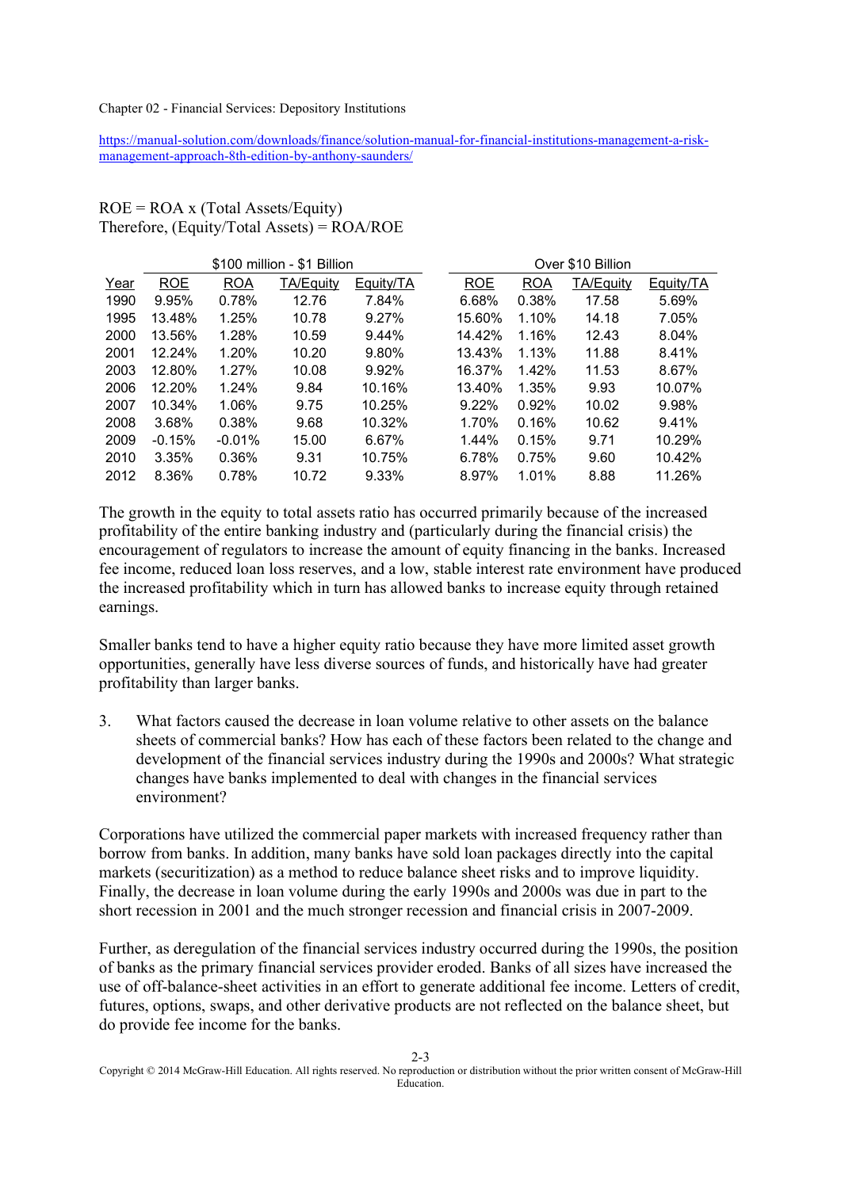https://manual-solution.com/downloads/finance/solution-manual-for-financial-institutions-management-a-risk-management-approach-8th-edition-by-anthony-saunders/

ROE = ROA x (Total Assets/Equity)
Therefore, (Equity/Total Assets) = ROA/ROE

| | $100 million - $1 Billion | | | | Over $10 Billion | | | |
|---|---|---|---|---|---|---|---|---|
| Year | ROE | ROA | TA/Equity | Equity/TA | ROE | ROA | TA/Equity | Equity/TA |
| 1990 | 9.95% | 0.78% | 12.76 | 7.84% | 6.68% | 0.38% | 17.58 | 5.69% |
| 1995 | 13.48% | 1.25% | 10.78 | 9.27% | 15.60% | 1.10% | 14.18 | 7.05% |
| 2000 | 13.56% | 1.28% | 10.59 | 9.44% | 14.42% | 1.16% | 12.43 | 8.04% |
| 2001 | 12.24% | 1.20% | 10.20 | 9.80% | 13.43% | 1.13% | 11.88 | 8.41% |
| 2003 | 12.80% | 1.27% | 10.08 | 9.92% | 16.37% | 1.42% | 11.53 | 8.67% |
| 2006 | 12.20% | 1.24% | 9.84 | 10.16% | 13.40% | 1.35% | 9.93 | 10.07% |
| 2007 | 10.34% | 1.06% | 9.75 | 10.25% | 9.22% | 0.92% | 10.02 | 9.98% |
| 2008 | 3.68% | 0.38% | 9.68 | 10.32% | 1.70% | 0.16% | 10.62 | 9.41% |
| 2009 | -0.15% | -0.01% | 15.00 | 6.67% | 1.44% | 0.15% | 9.71 | 10.29% |
| 2010 | 3.35% | 0.36% | 9.31 | 10.75% | 6.78% | 0.75% | 9.60 | 10.42% |
| 2012 | 8.36% | 0.78% | 10.72 | 9.33% | 8.97% | 1.01% | 8.88 | 11.26% |

The growth in the equity to total assets ratio has occurred primarily because of the increased profitability of the entire banking industry and (particularly during the financial crisis) the encouragement of regulators to increase the amount of equity financing in the banks. Increased fee income, reduced loan loss reserves, and a low, stable interest rate environment have produced the increased profitability which in turn has allowed banks to increase equity through retained earnings.

Smaller banks tend to have a higher equity ratio because they have more limited asset growth opportunities, generally have less diverse sources of funds, and historically have had greater profitability than larger banks.

3. What factors caused the decrease in loan volume relative to other assets on the balance sheets of commercial banks? How has each of these factors been related to the change and development of the financial services industry during the 1990s and 2000s? What strategic changes have banks implemented to deal with changes in the financial services environment?

Corporations have utilized the commercial paper markets with increased frequency rather than borrow from banks. In addition, many banks have sold loan packages directly into the capital markets (securitization) as a method to reduce balance sheet risks and to improve liquidity. Finally, the decrease in loan volume during the early 1990s and 2000s was due in part to the short recession in 2001 and the much stronger recession and financial crisis in 2007-2009.

Further, as deregulation of the financial services industry occurred during the 1990s, the position of banks as the primary financial services provider eroded. Banks of all sizes have increased the use of off-balance-sheet activities in an effort to generate additional fee income. Letters of credit, futures, options, swaps, and other derivative products are not reflected on the balance sheet, but do provide fee income for the banks.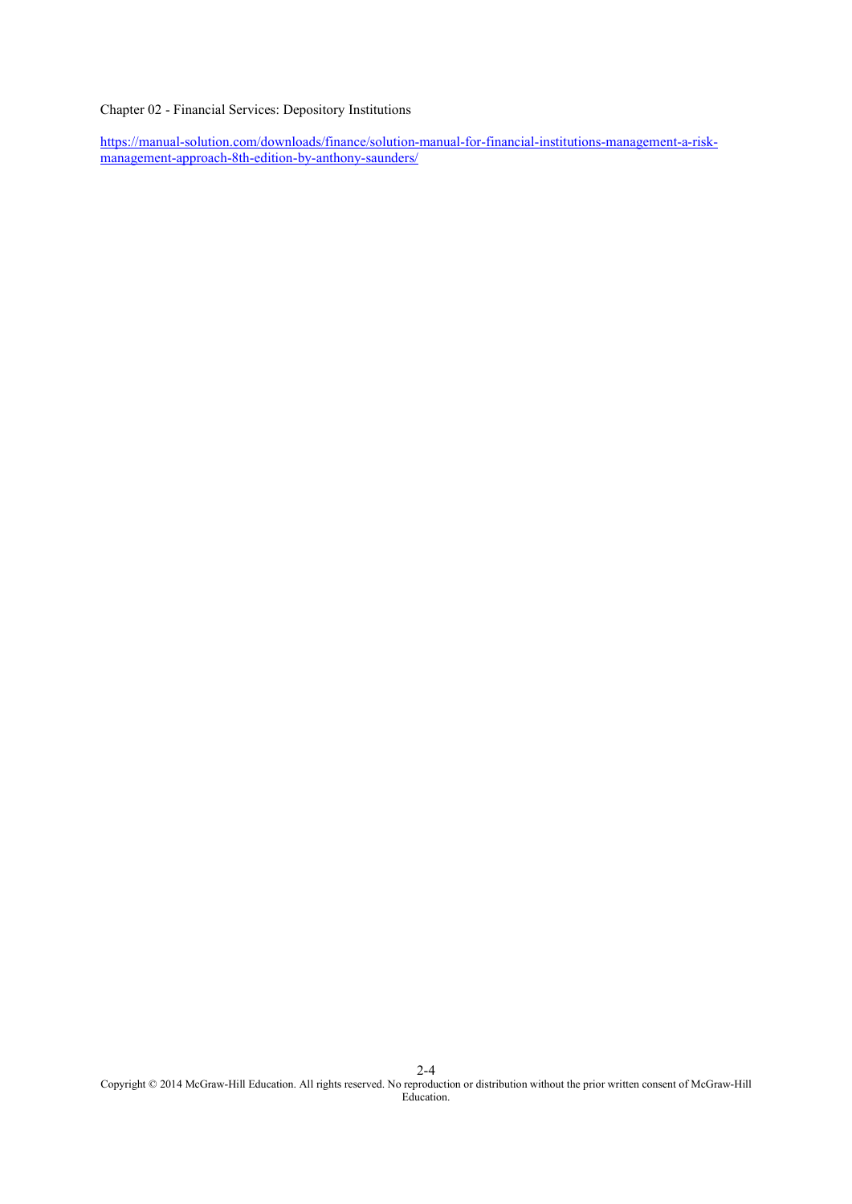https://manual-solution.com/downloads/finance/solution-manual-for-financial-institutions-management-a-risk-management-approach-8th-edition-by-anthony-saunders/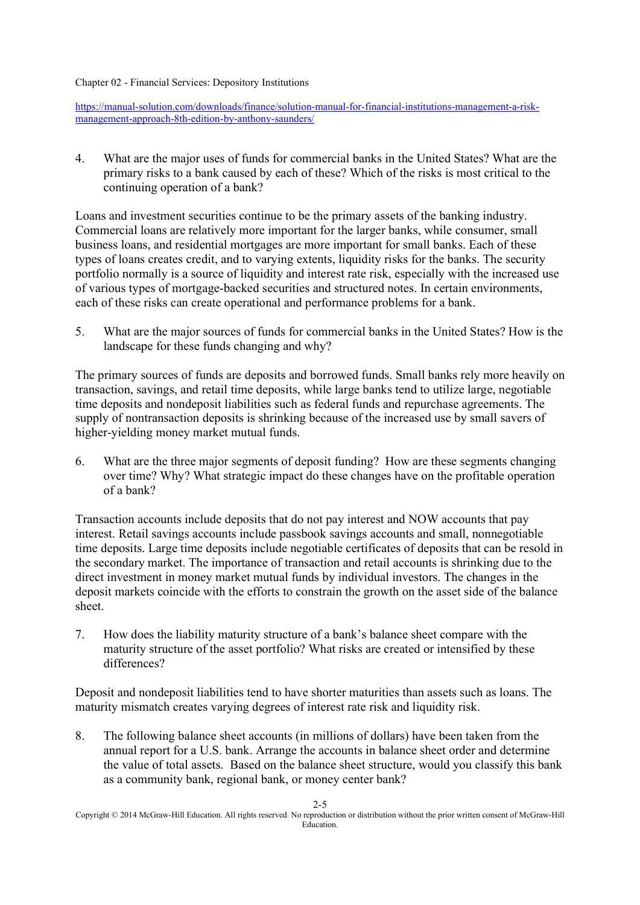4. What are the major uses of funds for commercial banks in the United States? What are the primary risks to a bank caused by each of these? Which of the risks is most critical to the continuing operation of a bank?

Loans and investment securities continue to be the primary assets of the banking industry. Commercial loans are relatively more important for the larger banks, while consumer, small business loans, and residential mortgages are more important for small banks. Each of these types of loans creates credit, and to varying extents, liquidity risks for the banks. The security portfolio normally is a source of liquidity and interest rate risk, especially with the increased use of various types of mortgage-backed securities and structured notes. In certain environments, each of these risks can create operational and performance problems for a bank.

5. What are the major sources of funds for commercial banks in the United States? How is the landscape for these funds changing and why?

The primary sources of funds are deposits and borrowed funds. Small banks rely more heavily on transaction, savings, and retail time deposits, while large banks tend to utilize large, negotiable time deposits and nondeposit liabilities such as federal funds and repurchase agreements. The supply of nontransaction deposits is shrinking because of the increased use by small savers of higher-yielding money market mutual funds.

6. What are the three major segments of deposit funding? How are these segments changing over time? Why? What strategic impact do these changes have on the profitable operation of a bank?

Transaction accounts include deposits that do not pay interest and NOW accounts that pay interest. Retail savings accounts include passbook savings accounts and small, nonnegotiable time deposits. Large time deposits include negotiable certificates of deposits that can be resold in the secondary market. The importance of transaction and retail accounts is shrinking due to the direct investment in money market mutual funds by individual investors. The changes in the deposit markets coincide with the efforts to constrain the growth on the asset side of the balance sheet.

7. How does the liability maturity structure of a bank's balance sheet compare with the maturity structure of the asset portfolio? What risks are created or intensified by these differences?

Deposit and nondeposit liabilities tend to have shorter maturities than assets such as loans. The maturity mismatch creates varying degrees of interest rate risk and liquidity risk.

8. The following balance sheet accounts (in millions of dollars) have been taken from the annual report for a U.S. bank. Arrange the accounts in balance sheet order and determine the value of total assets. Based on the balance sheet structure, would you classify this bank as a community bank, regional bank, or money center bank?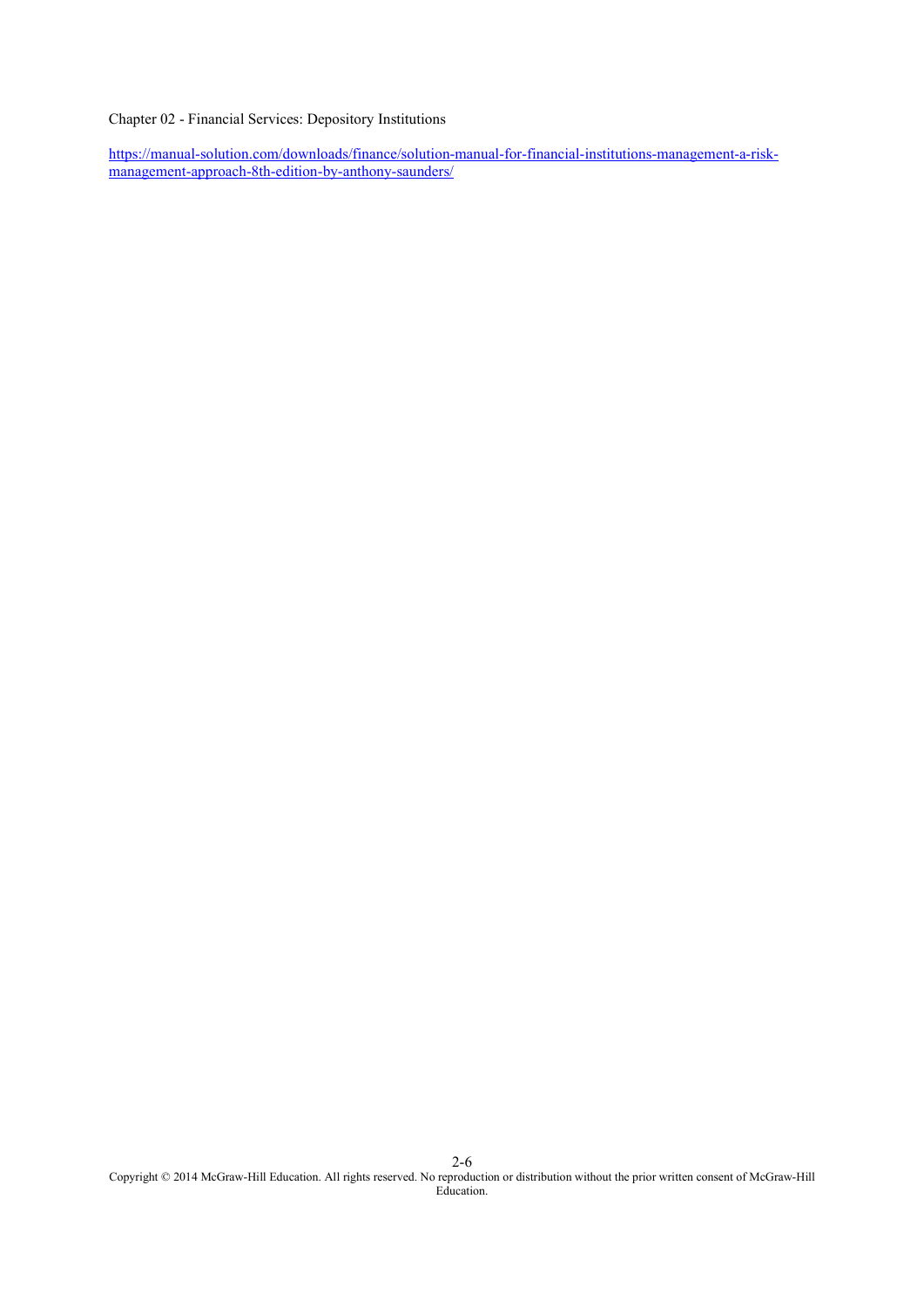https://manual-solution.com/downloads/finance/solution-manual-for-financial-institutions-management-a-risk-management-approach-8th-edition-by-anthony-saunders/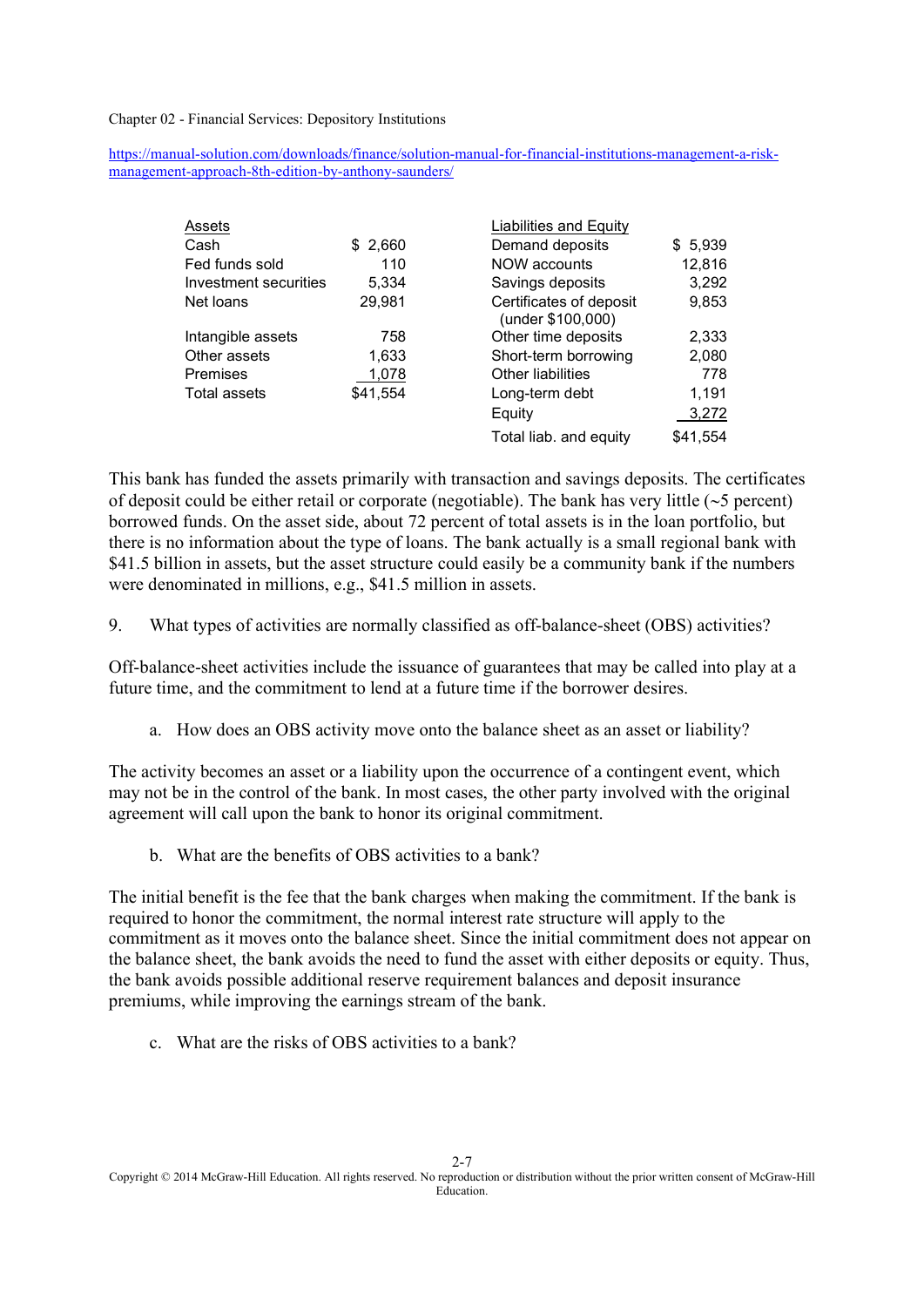| Assets | | Liabilities and Equity | |
|---|---|---|---|
| Cash | $ 2,660 | Demand deposits | $ 5,939 |
| Fed funds sold | 110 | NOW accounts | 12,816 |
| Investment securities | 5,334 | Savings deposits | 3,292 |
| Net loans | 29,981 | Certificates of deposit (under $100,000) | 9,853 |
| Intangible assets | 758 | Other time deposits | 2,333 |
| Other assets | 1,633 | Short-term borrowing | 2,080 |
| Premises | 1,078 | Other liabilities | 778 |
| Total assets | $41,554 | Long-term debt | 1,191 |
| | | Equity | 3,272 |
| | | Total liab. and equity | $41,554 |

This bank has funded the assets primarily with transaction and savings deposits. The certificates of deposit could be either retail or corporate (negotiable). The bank has very little (~5 percent) borrowed funds. On the asset side, about 72 percent of total assets is in the loan portfolio, but there is no information about the type of loans. The bank actually is a small regional bank with $41.5 billion in assets, but the asset structure could easily be a community bank if the numbers were denominated in millions, e.g., $41.5 million in assets.

9. What types of activities are normally classified as off-balance-sheet (OBS) activities?

Off-balance-sheet activities include the issuance of guarantees that may be called into play at a future time, and the commitment to lend at a future time if the borrower desires.

a. How does an OBS activity move onto the balance sheet as an asset or liability?

The activity becomes an asset or a liability upon the occurrence of a contingent event, which may not be in the control of the bank. In most cases, the other party involved with the original agreement will call upon the bank to honor its original commitment.

b. What are the benefits of OBS activities to a bank?

The initial benefit is the fee that the bank charges when making the commitment. If the bank is required to honor the commitment, the normal interest rate structure will apply to the commitment as it moves onto the balance sheet. Since the initial commitment does not appear on the balance sheet, the bank avoids the need to fund the asset with either deposits or equity. Thus, the bank avoids possible additional reserve requirement balances and deposit insurance premiums, while improving the earnings stream of the bank.

c. What are the risks of OBS activities to a bank?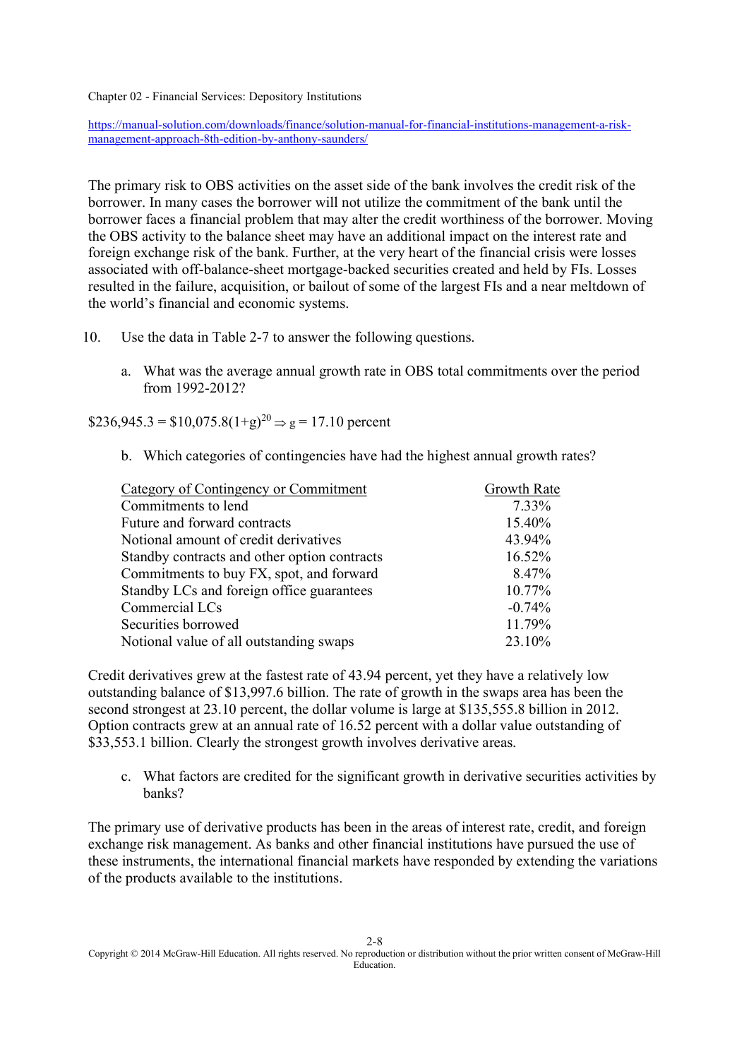The primary risk to OBS activities on the asset side of the bank involves the credit risk of the borrower. In many cases the borrower will not utilize the commitment of the bank until the borrower faces a financial problem that may alter the credit worthiness of the borrower. Moving the OBS activity to the balance sheet may have an additional impact on the interest rate and foreign exchange risk of the bank. Further, at the very heart of the financial crisis were losses associated with off-balance-sheet mortgage-backed securities created and held by FIs. Losses resulted in the failure, acquisition, or bailout of some of the largest FIs and a near meltdown of the world's financial and economic systems.

10. Use the data in Table 2-7 to answer the following questions.

   a. What was the average annual growth rate in OBS total commitments over the period from 1992-2012?

$\$236,945.3 = \$10,075.8(1+g)^{20} \Rightarrow g = 17.10$ percent

   b. Which categories of contingencies have had the highest annual growth rates?

| Category of Contingency or Commitment | Growth Rate |
|---|---|
| Commitments to lend | 7.33% |
| Future and forward contracts | 15.40% |
| Notional amount of credit derivatives | 43.94% |
| Standby contracts and other option contracts | 16.52% |
| Commitments to buy FX, spot, and forward | 8.47% |
| Standby LCs and foreign office guarantees | 10.77% |
| Commercial LCs | -0.74% |
| Securities borrowed | 11.79% |
| Notional value of all outstanding swaps | 23.10% |

Credit derivatives grew at the fastest rate of 43.94 percent, yet they have a relatively low outstanding balance of $13,997.6 billion. The rate of growth in the swaps area has been the second strongest at 23.10 percent, the dollar volume is large at $135,555.8 billion in 2012. Option contracts grew at an annual rate of 16.52 percent with a dollar value outstanding of $33,553.1 billion. Clearly the strongest growth involves derivative areas.

   c. What factors are credited for the significant growth in derivative securities activities by banks?

The primary use of derivative products has been in the areas of interest rate, credit, and foreign exchange risk management. As banks and other financial institutions have pursued the use of these instruments, the international financial markets have responded by extending the variations of the products available to the institutions.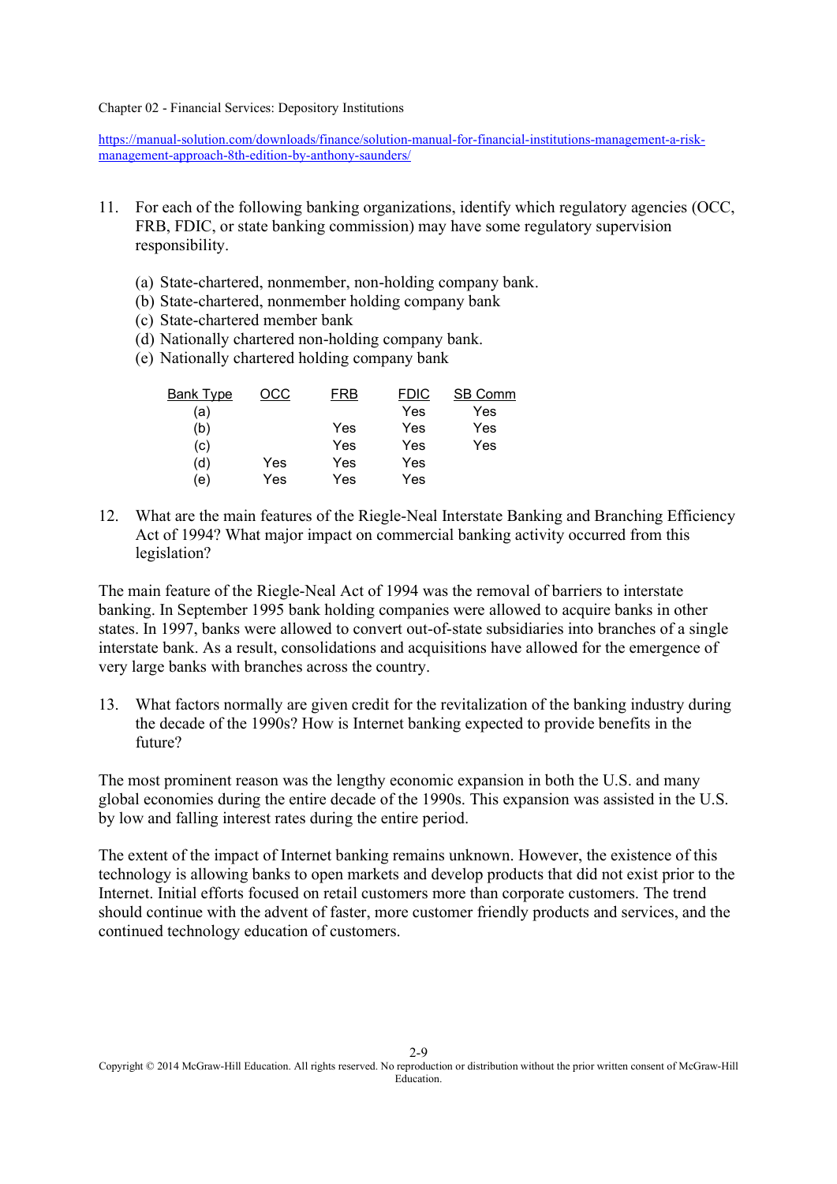Chapter 02 - Financial Services: Depository Institutions

https://manual-solution.com/downloads/finance/solution-manual-for-financial-institutions-management-a-risk-management-approach-8th-edition-by-anthony-saunders/

11. For each of the following banking organizations, identify which regulatory agencies (OCC, FRB, FDIC, or state banking commission) may have some regulatory supervision responsibility.

    (a) State-chartered, nonmember, non-holding company bank.
    (b) State-chartered, nonmember holding company bank
    (c) State-chartered member bank
    (d) Nationally chartered non-holding company bank.
    (e) Nationally chartered holding company bank

| Bank Type | OCC | FRB | FDIC | SB Comm |
|---|---|---|---|---|
| (a) | | | Yes | Yes |
| (b) | | Yes | Yes | Yes |
| (c) | | Yes | Yes | Yes |
| (d) | Yes | Yes | Yes | |
| (e) | Yes | Yes | Yes | |

12. What are the main features of the Riegle-Neal Interstate Banking and Branching Efficiency Act of 1994? What major impact on commercial banking activity occurred from this legislation?

The main feature of the Riegle-Neal Act of 1994 was the removal of barriers to interstate banking. In September 1995 bank holding companies were allowed to acquire banks in other states. In 1997, banks were allowed to convert out-of-state subsidiaries into branches of a single interstate bank. As a result, consolidations and acquisitions have allowed for the emergence of very large banks with branches across the country.

13. What factors normally are given credit for the revitalization of the banking industry during the decade of the 1990s? How is Internet banking expected to provide benefits in the future?

The most prominent reason was the lengthy economic expansion in both the U.S. and many global economies during the entire decade of the 1990s. This expansion was assisted in the U.S. by low and falling interest rates during the entire period.

The extent of the impact of Internet banking remains unknown. However, the existence of this technology is allowing banks to open markets and develop products that did not exist prior to the Internet. Initial efforts focused on retail customers more than corporate customers. The trend should continue with the advent of faster, more customer friendly products and services, and the continued technology education of customers.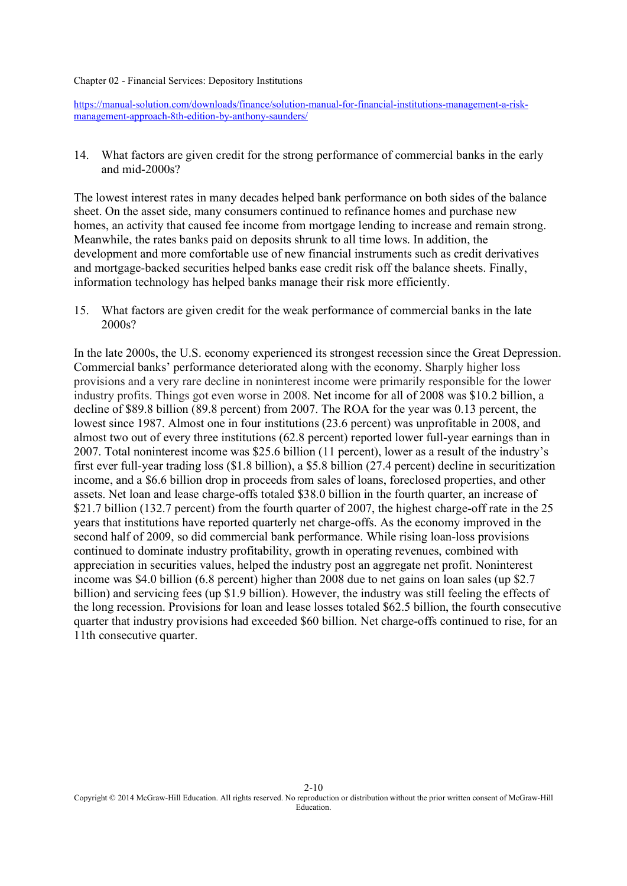14. What factors are given credit for the strong performance of commercial banks in the early and mid-2000s?

The lowest interest rates in many decades helped bank performance on both sides of the balance sheet. On the asset side, many consumers continued to refinance homes and purchase new homes, an activity that caused fee income from mortgage lending to increase and remain strong. Meanwhile, the rates banks paid on deposits shrunk to all time lows. In addition, the development and more comfortable use of new financial instruments such as credit derivatives and mortgage-backed securities helped banks ease credit risk off the balance sheets. Finally, information technology has helped banks manage their risk more efficiently.

15. What factors are given credit for the weak performance of commercial banks in the late 2000s?

In the late 2000s, the U.S. economy experienced its strongest recession since the Great Depression. Commercial banks' performance deteriorated along with the economy. Sharply higher loss provisions and a very rare decline in noninterest income were primarily responsible for the lower industry profits. Things got even worse in 2008. Net income for all of 2008 was \$10.2 billion, a decline of \$89.8 billion (89.8 percent) from 2007. The ROA for the year was 0.13 percent, the lowest since 1987. Almost one in four institutions (23.6 percent) was unprofitable in 2008, and almost two out of every three institutions (62.8 percent) reported lower full-year earnings than in 2007. Total noninterest income was \$25.6 billion (11 percent), lower as a result of the industry's first ever full-year trading loss (\$1.8 billion), a \$5.8 billion (27.4 percent) decline in securitization income, and a \$6.6 billion drop in proceeds from sales of loans, foreclosed properties, and other assets. Net loan and lease charge-offs totaled \$38.0 billion in the fourth quarter, an increase of \$21.7 billion (132.7 percent) from the fourth quarter of 2007, the highest charge-off rate in the 25 years that institutions have reported quarterly net charge-offs. As the economy improved in the second half of 2009, so did commercial bank performance. While rising loan-loss provisions continued to dominate industry profitability, growth in operating revenues, combined with appreciation in securities values, helped the industry post an aggregate net profit. Noninterest income was \$4.0 billion (6.8 percent) higher than 2008 due to net gains on loan sales (up \$2.7 billion) and servicing fees (up \$1.9 billion). However, the industry was still feeling the effects of the long recession. Provisions for loan and lease losses totaled \$62.5 billion, the fourth consecutive quarter that industry provisions had exceeded \$60 billion. Net charge-offs continued to rise, for an 11th consecutive quarter.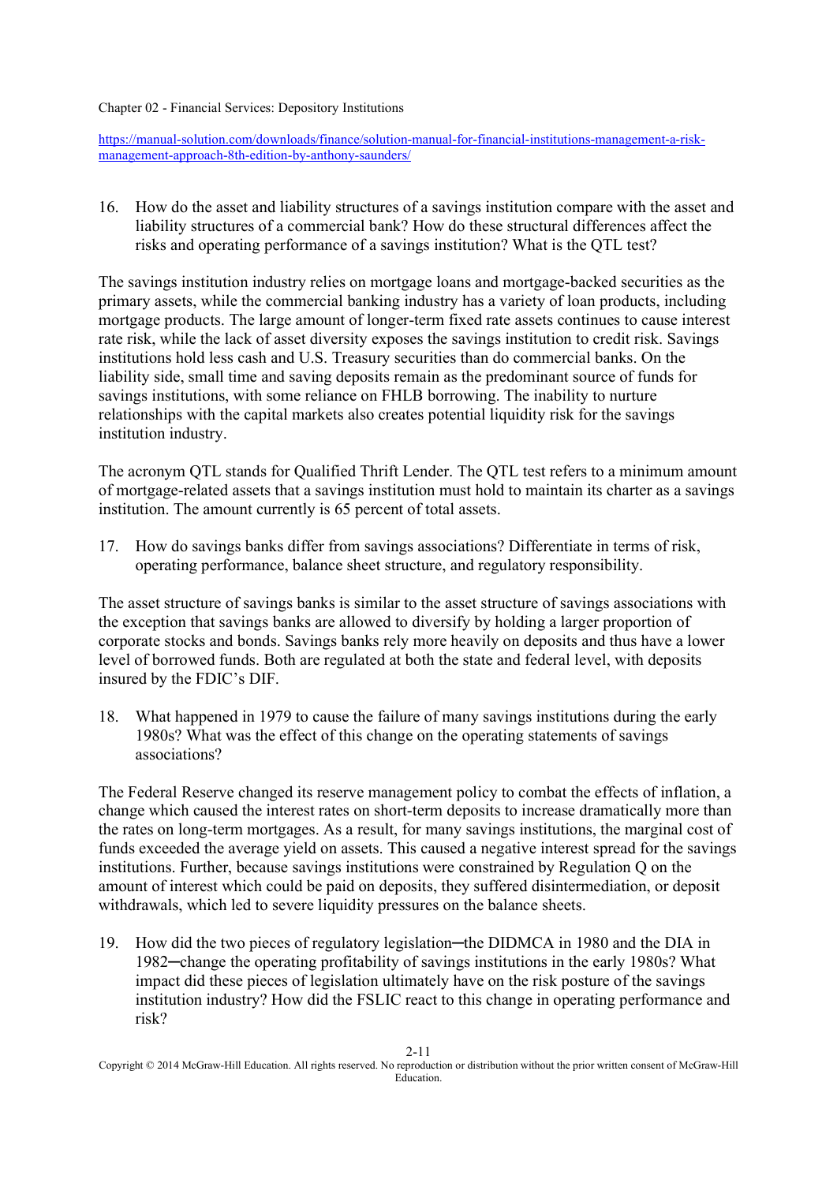16. How do the asset and liability structures of a savings institution compare with the asset and liability structures of a commercial bank? How do these structural differences affect the risks and operating performance of a savings institution? What is the QTL test?

The savings institution industry relies on mortgage loans and mortgage-backed securities as the primary assets, while the commercial banking industry has a variety of loan products, including mortgage products. The large amount of longer-term fixed rate assets continues to cause interest rate risk, while the lack of asset diversity exposes the savings institution to credit risk. Savings institutions hold less cash and U.S. Treasury securities than do commercial banks. On the liability side, small time and saving deposits remain as the predominant source of funds for savings institutions, with some reliance on FHLB borrowing. The inability to nurture relationships with the capital markets also creates potential liquidity risk for the savings institution industry.

The acronym QTL stands for Qualified Thrift Lender. The QTL test refers to a minimum amount of mortgage-related assets that a savings institution must hold to maintain its charter as a savings institution. The amount currently is 65 percent of total assets.

17. How do savings banks differ from savings associations? Differentiate in terms of risk, operating performance, balance sheet structure, and regulatory responsibility.

The asset structure of savings banks is similar to the asset structure of savings associations with the exception that savings banks are allowed to diversify by holding a larger proportion of corporate stocks and bonds. Savings banks rely more heavily on deposits and thus have a lower level of borrowed funds. Both are regulated at both the state and federal level, with deposits insured by the FDIC's DIF.

18. What happened in 1979 to cause the failure of many savings institutions during the early 1980s? What was the effect of this change on the operating statements of savings associations?

The Federal Reserve changed its reserve management policy to combat the effects of inflation, a change which caused the interest rates on short-term deposits to increase dramatically more than the rates on long-term mortgages. As a result, for many savings institutions, the marginal cost of funds exceeded the average yield on assets. This caused a negative interest spread for the savings institutions. Further, because savings institutions were constrained by Regulation Q on the amount of interest which could be paid on deposits, they suffered disintermediation, or deposit withdrawals, which led to severe liquidity pressures on the balance sheets.

19. How did the two pieces of regulatory legislation─the DIDMCA in 1980 and the DIA in 1982─change the operating profitability of savings institutions in the early 1980s? What impact did these pieces of legislation ultimately have on the risk posture of the savings institution industry? How did the FSLIC react to this change in operating performance and risk?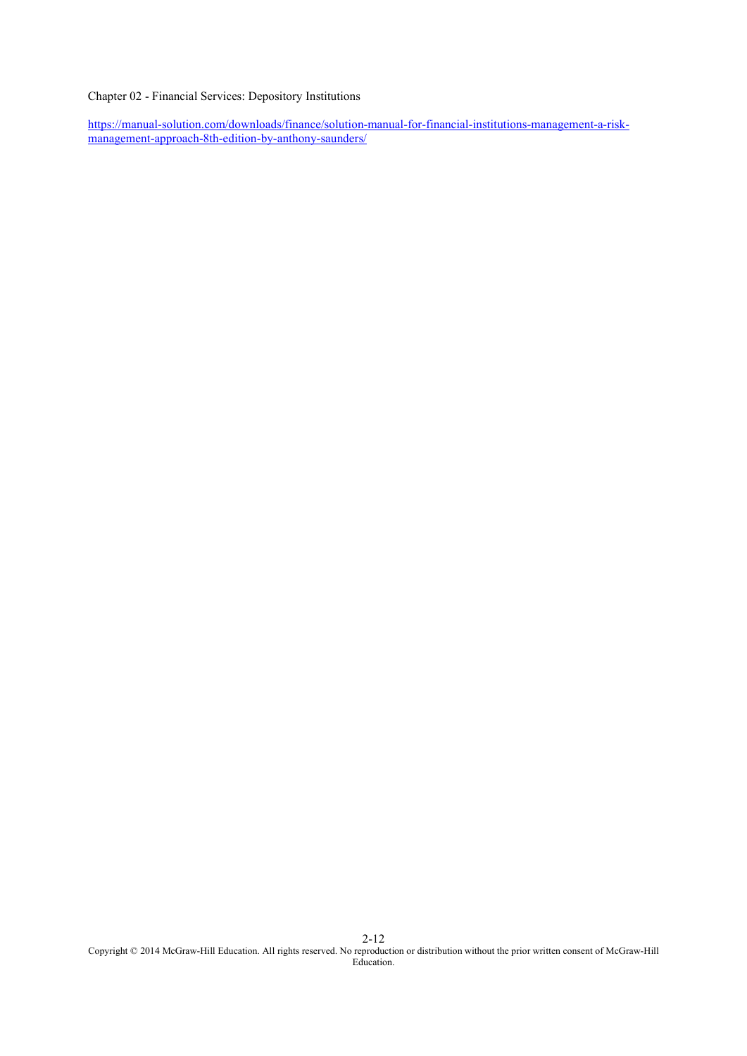https://manual-solution.com/downloads/finance/solution-manual-for-financial-institutions-management-a-risk-management-approach-8th-edition-by-anthony-saunders/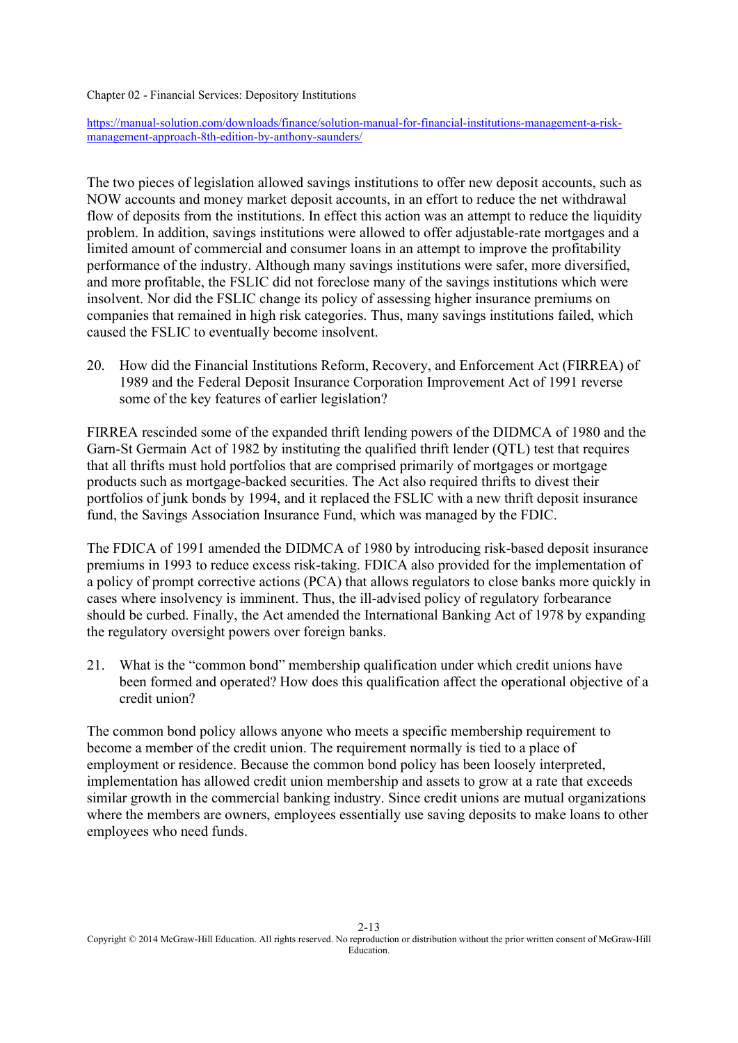The two pieces of legislation allowed savings institutions to offer new deposit accounts, such as NOW accounts and money market deposit accounts, in an effort to reduce the net withdrawal flow of deposits from the institutions. In effect this action was an attempt to reduce the liquidity problem. In addition, savings institutions were allowed to offer adjustable-rate mortgages and a limited amount of commercial and consumer loans in an attempt to improve the profitability performance of the industry. Although many savings institutions were safer, more diversified, and more profitable, the FSLIC did not foreclose many of the savings institutions which were insolvent. Nor did the FSLIC change its policy of assessing higher insurance premiums on companies that remained in high risk categories. Thus, many savings institutions failed, which caused the FSLIC to eventually become insolvent.

20. How did the Financial Institutions Reform, Recovery, and Enforcement Act (FIRREA) of 1989 and the Federal Deposit Insurance Corporation Improvement Act of 1991 reverse some of the key features of earlier legislation?

FIRREA rescinded some of the expanded thrift lending powers of the DIDMCA of 1980 and the Garn-St Germain Act of 1982 by instituting the qualified thrift lender (QTL) test that requires that all thrifts must hold portfolios that are comprised primarily of mortgages or mortgage products such as mortgage-backed securities. The Act also required thrifts to divest their portfolios of junk bonds by 1994, and it replaced the FSLIC with a new thrift deposit insurance fund, the Savings Association Insurance Fund, which was managed by the FDIC.

The FDICA of 1991 amended the DIDMCA of 1980 by introducing risk-based deposit insurance premiums in 1993 to reduce excess risk-taking. FDICA also provided for the implementation of a policy of prompt corrective actions (PCA) that allows regulators to close banks more quickly in cases where insolvency is imminent. Thus, the ill-advised policy of regulatory forbearance should be curbed. Finally, the Act amended the International Banking Act of 1978 by expanding the regulatory oversight powers over foreign banks.

21. What is the "common bond" membership qualification under which credit unions have been formed and operated? How does this qualification affect the operational objective of a credit union?

The common bond policy allows anyone who meets a specific membership requirement to become a member of the credit union. The requirement normally is tied to a place of employment or residence. Because the common bond policy has been loosely interpreted, implementation has allowed credit union membership and assets to grow at a rate that exceeds similar growth in the commercial banking industry. Since credit unions are mutual organizations where the members are owners, employees essentially use saving deposits to make loans to other employees who need funds.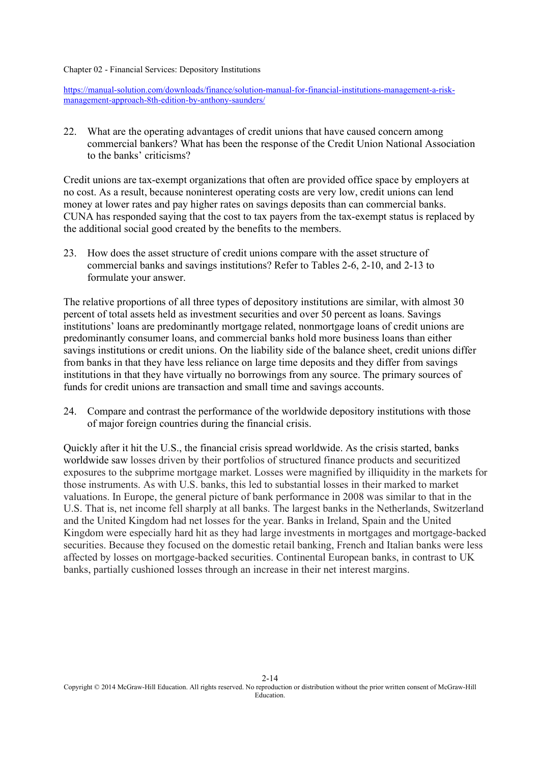22. What are the operating advantages of credit unions that have caused concern among commercial bankers? What has been the response of the Credit Union National Association to the banks' criticisms?

Credit unions are tax-exempt organizations that often are provided office space by employers at no cost. As a result, because noninterest operating costs are very low, credit unions can lend money at lower rates and pay higher rates on savings deposits than can commercial banks. CUNA has responded saying that the cost to tax payers from the tax-exempt status is replaced by the additional social good created by the benefits to the members.

23. How does the asset structure of credit unions compare with the asset structure of commercial banks and savings institutions? Refer to Tables 2-6, 2-10, and 2-13 to formulate your answer.

The relative proportions of all three types of depository institutions are similar, with almost 30 percent of total assets held as investment securities and over 50 percent as loans. Savings institutions' loans are predominantly mortgage related, nonmortgage loans of credit unions are predominantly consumer loans, and commercial banks hold more business loans than either savings institutions or credit unions. On the liability side of the balance sheet, credit unions differ from banks in that they have less reliance on large time deposits and they differ from savings institutions in that they have virtually no borrowings from any source. The primary sources of funds for credit unions are transaction and small time and savings accounts.

24. Compare and contrast the performance of the worldwide depository institutions with those of major foreign countries during the financial crisis.

Quickly after it hit the U.S., the financial crisis spread worldwide. As the crisis started, banks worldwide saw losses driven by their portfolios of structured finance products and securitized exposures to the subprime mortgage market. Losses were magnified by illiquidity in the markets for those instruments. As with U.S. banks, this led to substantial losses in their marked to market valuations. In Europe, the general picture of bank performance in 2008 was similar to that in the U.S. That is, net income fell sharply at all banks. The largest banks in the Netherlands, Switzerland and the United Kingdom had net losses for the year. Banks in Ireland, Spain and the United Kingdom were especially hard hit as they had large investments in mortgages and mortgage-backed securities. Because they focused on the domestic retail banking, French and Italian banks were less affected by losses on mortgage-backed securities. Continental European banks, in contrast to UK banks, partially cushioned losses through an increase in their net interest margins.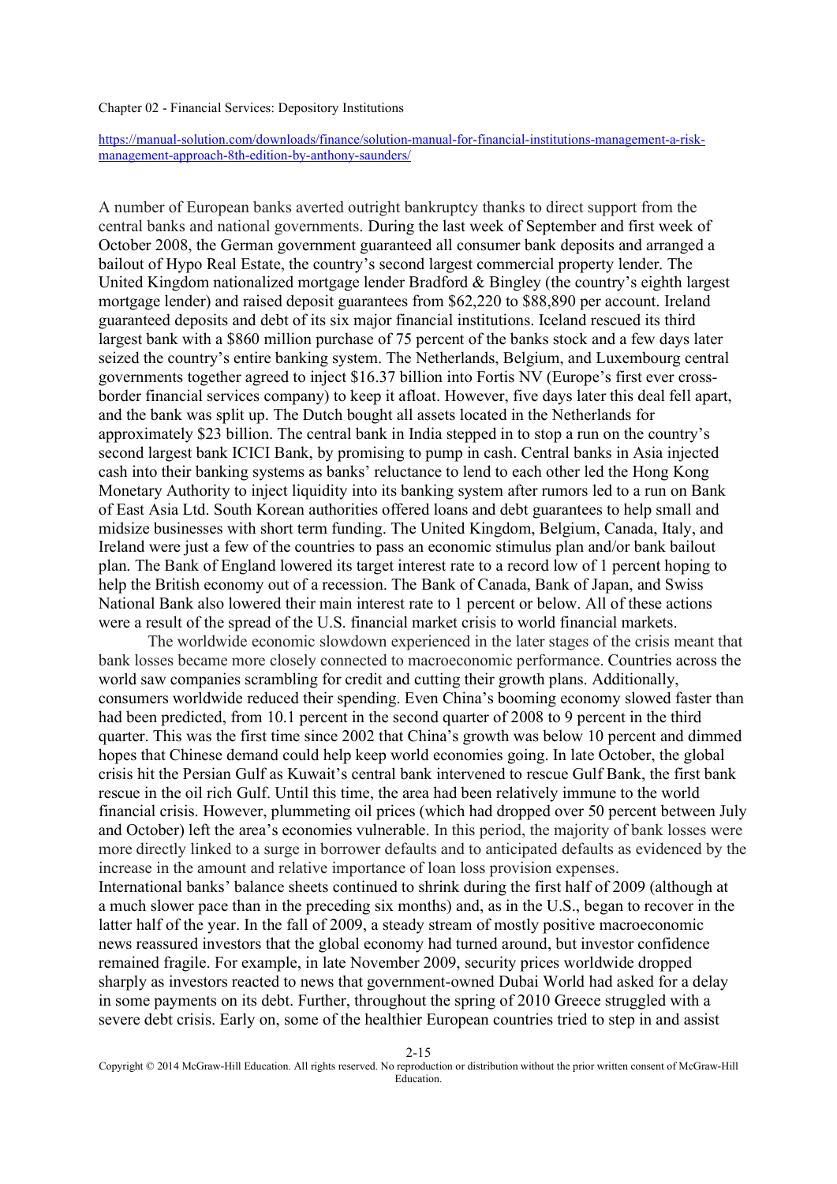A number of European banks averted outright bankruptcy thanks to direct support from the central banks and national governments. During the last week of September and first week of October 2008, the German government guaranteed all consumer bank deposits and arranged a bailout of Hypo Real Estate, the country's second largest commercial property lender. The United Kingdom nationalized mortgage lender Bradford & Bingley (the country's eighth largest mortgage lender) and raised deposit guarantees from $62,220 to $88,890 per account. Ireland guaranteed deposits and debt of its six major financial institutions. Iceland rescued its third largest bank with a $860 million purchase of 75 percent of the banks stock and a few days later seized the country's entire banking system. The Netherlands, Belgium, and Luxembourg central governments together agreed to inject $16.37 billion into Fortis NV (Europe's first ever cross-border financial services company) to keep it afloat. However, five days later this deal fell apart, and the bank was split up. The Dutch bought all assets located in the Netherlands for approximately $23 billion. The central bank in India stepped in to stop a run on the country's second largest bank ICICI Bank, by promising to pump in cash. Central banks in Asia injected cash into their banking systems as banks' reluctance to lend to each other led the Hong Kong Monetary Authority to inject liquidity into its banking system after rumors led to a run on Bank of East Asia Ltd. South Korean authorities offered loans and debt guarantees to help small and midsize businesses with short term funding. The United Kingdom, Belgium, Canada, Italy, and Ireland were just a few of the countries to pass an economic stimulus plan and/or bank bailout plan. The Bank of England lowered its target interest rate to a record low of 1 percent hoping to help the British economy out of a recession. The Bank of Canada, Bank of Japan, and Swiss National Bank also lowered their main interest rate to 1 percent or below. All of these actions were a result of the spread of the U.S. financial market crisis to world financial markets.

The worldwide economic slowdown experienced in the later stages of the crisis meant that bank losses became more closely connected to macroeconomic performance. Countries across the world saw companies scrambling for credit and cutting their growth plans. Additionally, consumers worldwide reduced their spending. Even China's booming economy slowed faster than had been predicted, from 10.1 percent in the second quarter of 2008 to 9 percent in the third quarter. This was the first time since 2002 that China's growth was below 10 percent and dimmed hopes that Chinese demand could help keep world economies going. In late October, the global crisis hit the Persian Gulf as Kuwait's central bank intervened to rescue Gulf Bank, the first bank rescue in the oil rich Gulf. Until this time, the area had been relatively immune to the world financial crisis. However, plummeting oil prices (which had dropped over 50 percent between July and October) left the area's economies vulnerable. In this period, the majority of bank losses were more directly linked to a surge in borrower defaults and to anticipated defaults as evidenced by the increase in the amount and relative importance of loan loss provision expenses.

International banks' balance sheets continued to shrink during the first half of 2009 (although at a much slower pace than in the preceding six months) and, as in the U.S., began to recover in the latter half of the year. In the fall of 2009, a steady stream of mostly positive macroeconomic news reassured investors that the global economy had turned around, but investor confidence remained fragile. For example, in late November 2009, security prices worldwide dropped sharply as investors reacted to news that government-owned Dubai World had asked for a delay in some payments on its debt. Further, throughout the spring of 2010 Greece struggled with a severe debt crisis. Early on, some of the healthier European countries tried to step in and assist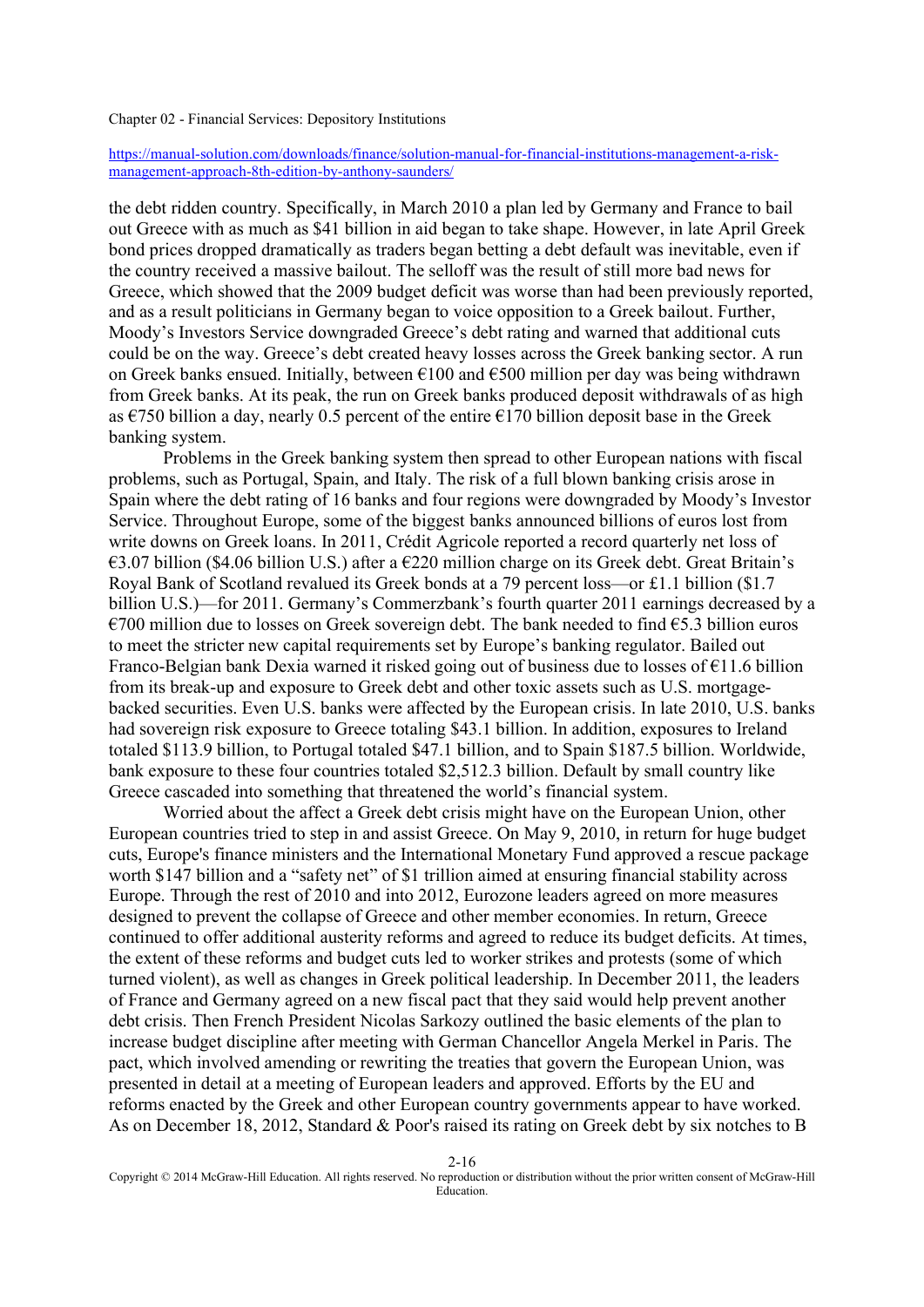the debt ridden country. Specifically, in March 2010 a plan led by Germany and France to bail out Greece with as much as $41 billion in aid began to take shape. However, in late April Greek bond prices dropped dramatically as traders began betting a debt default was inevitable, even if the country received a massive bailout. The selloff was the result of still more bad news for Greece, which showed that the 2009 budget deficit was worse than had been previously reported, and as a result politicians in Germany began to voice opposition to a Greek bailout. Further, Moody's Investors Service downgraded Greece's debt rating and warned that additional cuts could be on the way. Greece's debt created heavy losses across the Greek banking sector. A run on Greek banks ensued. Initially, between €100 and €500 million per day was being withdrawn from Greek banks. At its peak, the run on Greek banks produced deposit withdrawals of as high as €750 billion a day, nearly 0.5 percent of the entire €170 billion deposit base in the Greek banking system.

Problems in the Greek banking system then spread to other European nations with fiscal problems, such as Portugal, Spain, and Italy. The risk of a full blown banking crisis arose in Spain where the debt rating of 16 banks and four regions were downgraded by Moody's Investor Service. Throughout Europe, some of the biggest banks announced billions of euros lost from write downs on Greek loans. In 2011, Crédit Agricole reported a record quarterly net loss of €3.07 billion ($4.06 billion U.S.) after a €220 million charge on its Greek debt. Great Britain's Royal Bank of Scotland revalued its Greek bonds at a 79 percent loss—or £1.1 billion ($1.7 billion U.S.)—for 2011. Germany's Commerzbank's fourth quarter 2011 earnings decreased by a €700 million due to losses on Greek sovereign debt. The bank needed to find €5.3 billion euros to meet the stricter new capital requirements set by Europe's banking regulator. Bailed out Franco-Belgian bank Dexia warned it risked going out of business due to losses of €11.6 billion from its break-up and exposure to Greek debt and other toxic assets such as U.S. mortgage-backed securities. Even U.S. banks were affected by the European crisis. In late 2010, U.S. banks had sovereign risk exposure to Greece totaling $43.1 billion. In addition, exposures to Ireland totaled $113.9 billion, to Portugal totaled $47.1 billion, and to Spain $187.5 billion. Worldwide, bank exposure to these four countries totaled $2,512.3 billion. Default by small country like Greece cascaded into something that threatened the world's financial system.

Worried about the affect a Greek debt crisis might have on the European Union, other European countries tried to step in and assist Greece. On May 9, 2010, in return for huge budget cuts, Europe's finance ministers and the International Monetary Fund approved a rescue package worth $147 billion and a "safety net" of $1 trillion aimed at ensuring financial stability across Europe. Through the rest of 2010 and into 2012, Eurozone leaders agreed on more measures designed to prevent the collapse of Greece and other member economies. In return, Greece continued to offer additional austerity reforms and agreed to reduce its budget deficits. At times, the extent of these reforms and budget cuts led to worker strikes and protests (some of which turned violent), as well as changes in Greek political leadership. In December 2011, the leaders of France and Germany agreed on a new fiscal pact that they said would help prevent another debt crisis. Then French President Nicolas Sarkozy outlined the basic elements of the plan to increase budget discipline after meeting with German Chancellor Angela Merkel in Paris. The pact, which involved amending or rewriting the treaties that govern the European Union, was presented in detail at a meeting of European leaders and approved. Efforts by the EU and reforms enacted by the Greek and other European country governments appear to have worked. As on December 18, 2012, Standard & Poor's raised its rating on Greek debt by six notches to B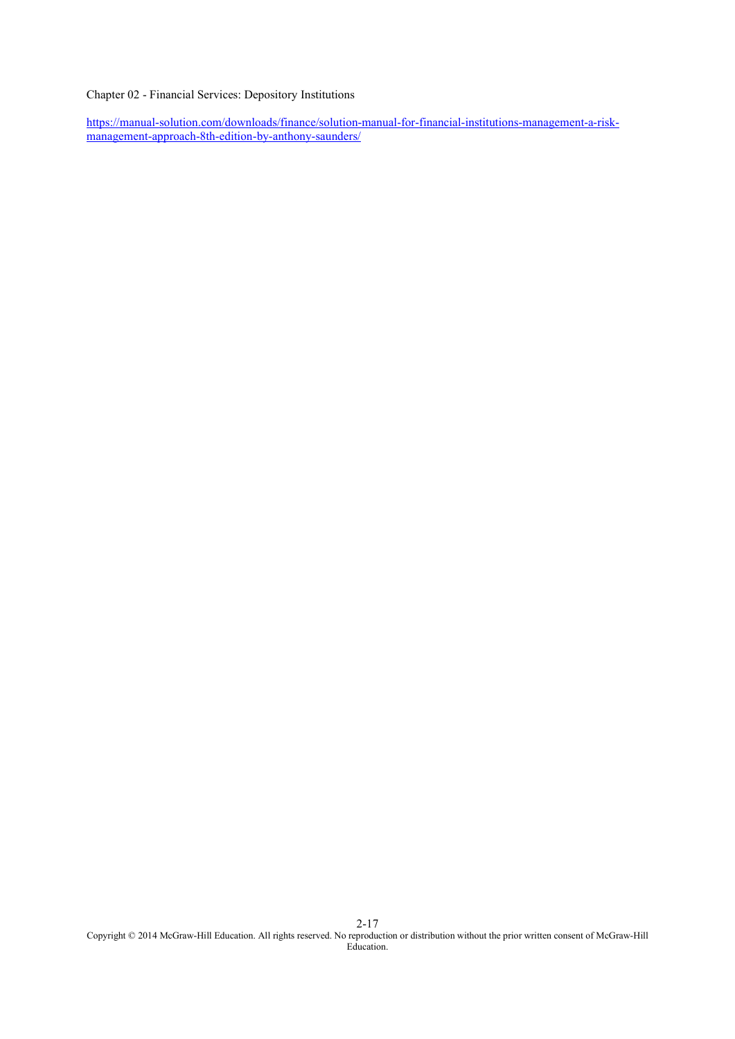https://manual-solution.com/downloads/finance/solution-manual-for-financial-institutions-management-a-risk-management-approach-8th-edition-by-anthony-saunders/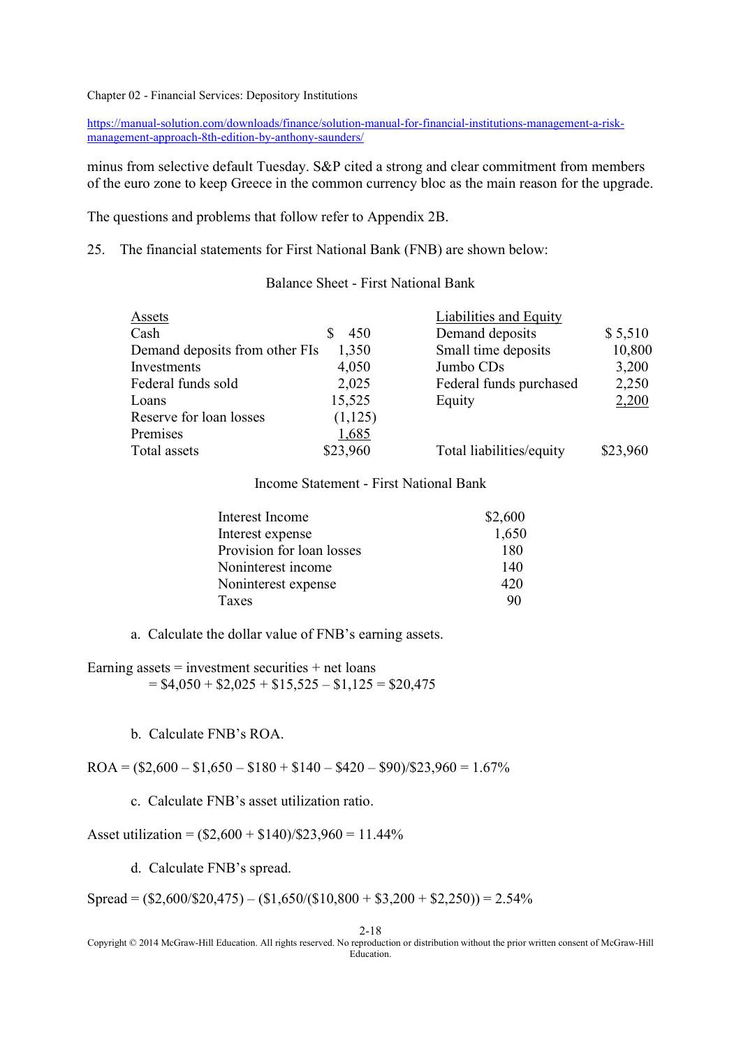minus from selective default Tuesday. S&P cited a strong and clear commitment from members of the euro zone to keep Greece in the common currency bloc as the main reason for the upgrade.

The questions and problems that follow refer to Appendix 2B.

25. The financial statements for First National Bank (FNB) are shown below:

Balance Sheet - First National Bank

| Assets | | Liabilities and Equity | |
|---|---|---|---|
| Cash | $ 450 | Demand deposits | $ 5,510 |
| Demand deposits from other FIs | 1,350 | Small time deposits | 10,800 |
| Investments | 4,050 | Jumbo CDs | 3,200 |
| Federal funds sold | 2,025 | Federal funds purchased | 2,250 |
| Loans | 15,525 | Equity | 2,200 |
| Reserve for loan losses | (1,125) | | |
| Premises | 1,685 | | |
| Total assets | $23,960 | Total liabilities/equity | $23,960 |

Income Statement - First National Bank

| | |
|---|---|
| Interest Income | $2,600 |
| Interest expense | 1,650 |
| Provision for loan losses | 180 |
| Noninterest income | 140 |
| Noninterest expense | 420 |
| Taxes | 90 |

a. Calculate the dollar value of FNB's earning assets.

Earning assets = investment securities + net loans
= $4,050 + $2,025 + $15,525 – $1,125 = $20,475

b. Calculate FNB's ROA.

ROA = ($2,600 – $1,650 – $180 + $140 – $420 – $90)/$23,960 = 1.67%

c. Calculate FNB's asset utilization ratio.

Asset utilization = ($2,600 + $140)/$23,960 = 11.44%

d. Calculate FNB's spread.

Spread = ($2,600/$20,475) – ($1,650/($10,800 + $3,200 + $2,250)) = 2.54%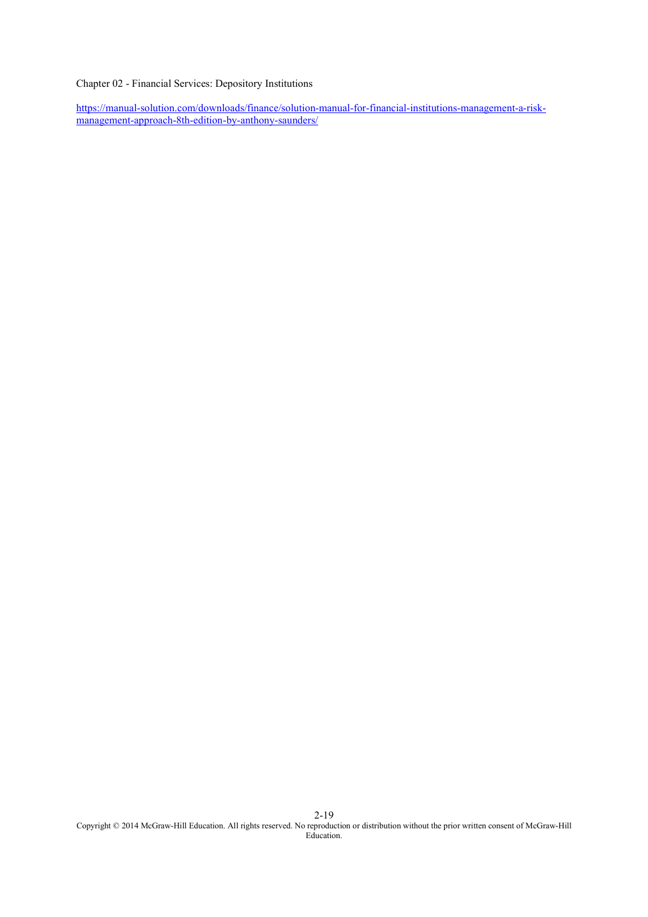https://manual-solution.com/downloads/finance/solution-manual-for-financial-institutions-management-a-risk-management-approach-8th-edition-by-anthony-saunders/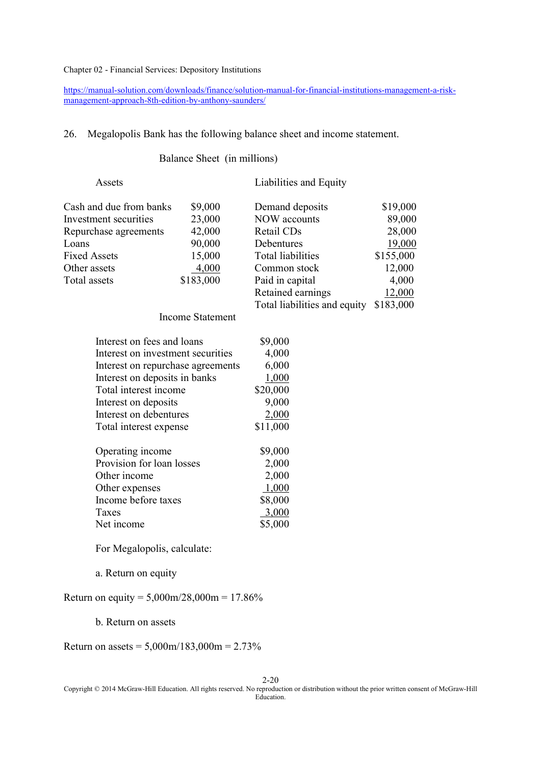Chapter 02 - Financial Services: Depository Institutions

https://manual-solution.com/downloads/finance/solution-manual-for-financial-institutions-management-a-risk-management-approach-8th-edition-by-anthony-saunders/

26. Megalopolis Bank has the following balance sheet and income statement.

Balance Sheet (in millions)

| Assets | | Liabilities and Equity | |
|---|---|---|---|
| Cash and due from banks | $9,000 | Demand deposits | $19,000 |
| Investment securities | 23,000 | NOW accounts | 89,000 |
| Repurchase agreements | 42,000 | Retail CDs | 28,000 |
| Loans | 90,000 | Debentures | 19,000 |
| Fixed Assets | 15,000 | Total liabilities | $155,000 |
| Other assets | 4,000 | Common stock | 12,000 |
| Total assets | $183,000 | Paid in capital | 4,000 |
| | | Retained earnings | 12,000 |
| | | Total liabilities and equity | $183,000 |

Income Statement

| | |
|---|---|
| Interest on fees and loans | $9,000 |
| Interest on investment securities | 4,000 |
| Interest on repurchase agreements | 6,000 |
| Interest on deposits in banks | 1,000 |
| Total interest income | $20,000 |
| Interest on deposits | 9,000 |
| Interest on debentures | 2,000 |
| Total interest expense | $11,000 |
| | |
| Operating income | $9,000 |
| Provision for loan losses | 2,000 |
| Other income | 2,000 |
| Other expenses | 1,000 |
| Income before taxes | $8,000 |
| Taxes | 3,000 |
| Net income | $5,000 |

For Megalopolis, calculate:

a. Return on equity

Return on equity = 5,000m/28,000m = 17.86%

b. Return on assets

Return on assets = 5,000m/183,000m = 2.73%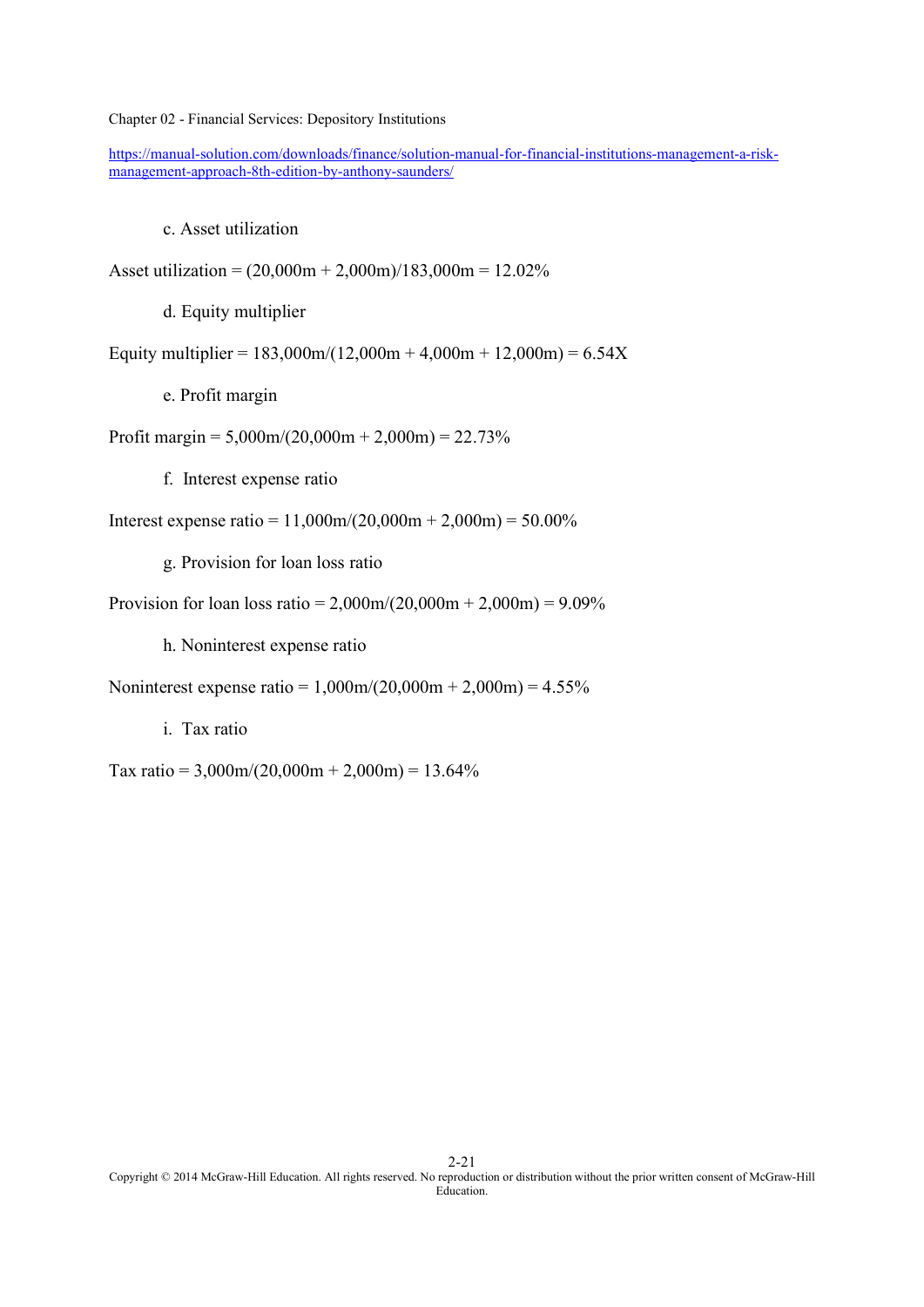c. Asset utilization

Asset utilization = (20,000m + 2,000m)/183,000m = 12.02%

d. Equity multiplier

Equity multiplier = 183,000m/(12,000m + 4,000m + 12,000m) = 6.54X

e. Profit margin

Profit margin = 5,000m/(20,000m + 2,000m) = 22.73%

f. Interest expense ratio

Interest expense ratio = 11,000m/(20,000m + 2,000m) = 50.00%

g. Provision for loan loss ratio

Provision for loan loss ratio = 2,000m/(20,000m + 2,000m) = 9.09%

h. Noninterest expense ratio

Noninterest expense ratio = 1,000m/(20,000m + 2,000m) = 4.55%

i. Tax ratio

Tax ratio = 3,000m/(20,000m + 2,000m) = 13.64%